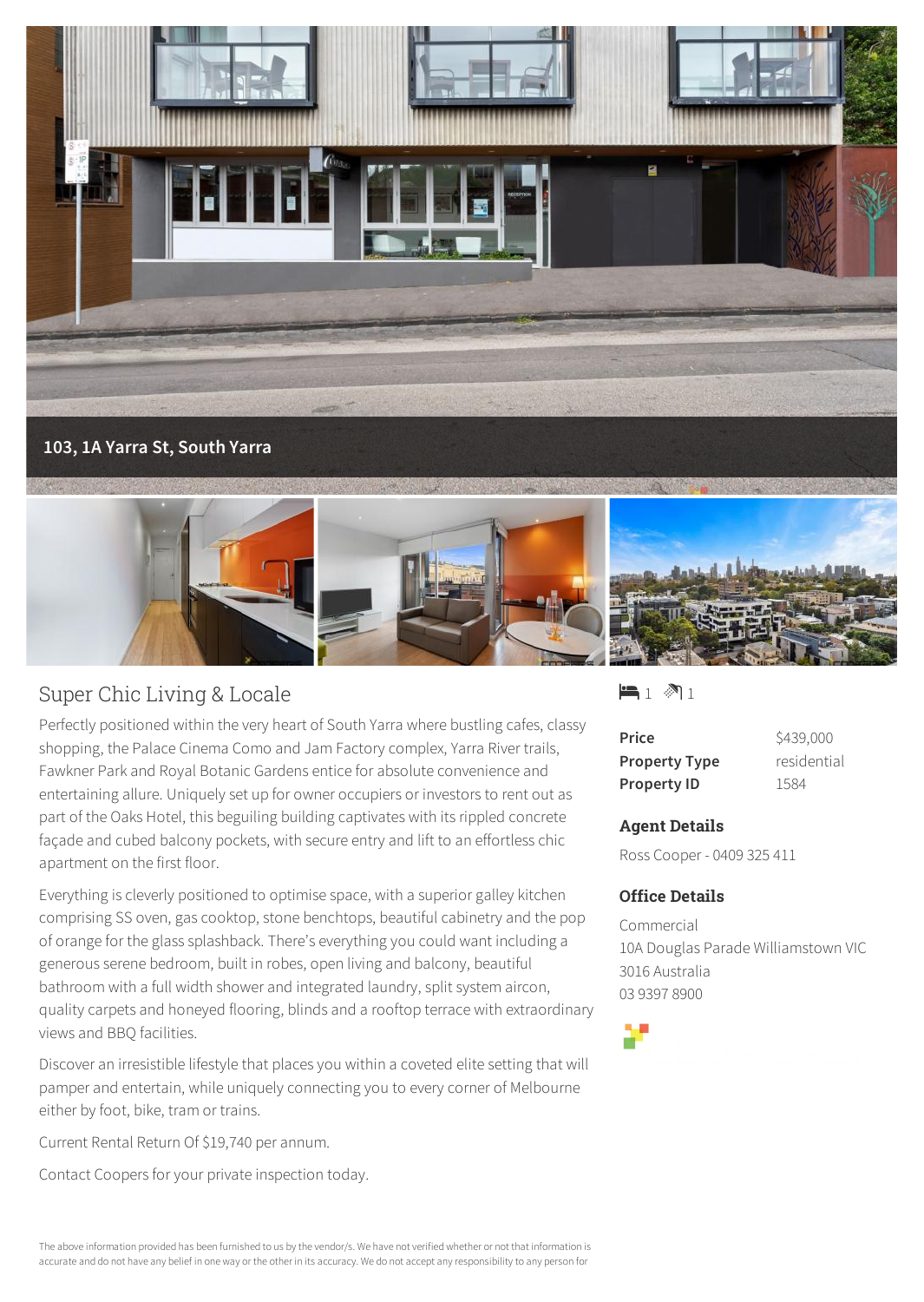**103, 1A Yarra St, South Yarra**

## Super Chic Living & Locale

Perfectly positioned within the very heart of South Yarra where bustling cafes, classy shopping, the Palace Cinema Como and Jam Factory complex, Yarra River trails, Fawkner Park and Royal Botanic Gardens entice for absolute convenience and entertaining allure. Uniquely set up for owner occupiers or investors to rent out as part of the Oaks Hotel, this beguiling building captivates with its rippled concrete façade and cubed balcony pockets, with secure entry and lift to an effortless chic apartment on the first floor.

Everything is cleverly positioned to optimise space, with a superior galley kitchen comprising SS oven, gas cooktop, stone benchtops, beautiful cabinetry and the pop of orange for the glass splashback. There's everything you could want including a generous serene bedroom, built in robes, open living and balcony, beautiful bathroom with a full width shower and integrated laundry, split system aircon, quality carpets and honeyed flooring, blinds and a rooftop terrace with extraordinary views and BBQ facilities.

Discover an irresistible lifestyle that places you within a coveted elite setting that will pamper and entertain, while uniquely connecting you to every corner of Melbourne either by foot, bike, tram or trains.

Current Rental Return Of $19,740 per annum.

Contact Coopers for your private inspection today.

1 1

| | |
|---|---|
| **Price** | $439,000 |
| **Property Type** | residential |
| **Property ID** | 1584 |

### Agent Details

Ross Cooper - 0409 325 411

### Office Details

Commercial
10A Douglas Parade Williamstown VIC 3016 Australia
03 9397 8900

The above information provided has been furnished to us by the vendor/s. We have not verified whether or not that information is accurate and do not have any belief in one way or the other in its accuracy. We do not accept any responsibility to any person for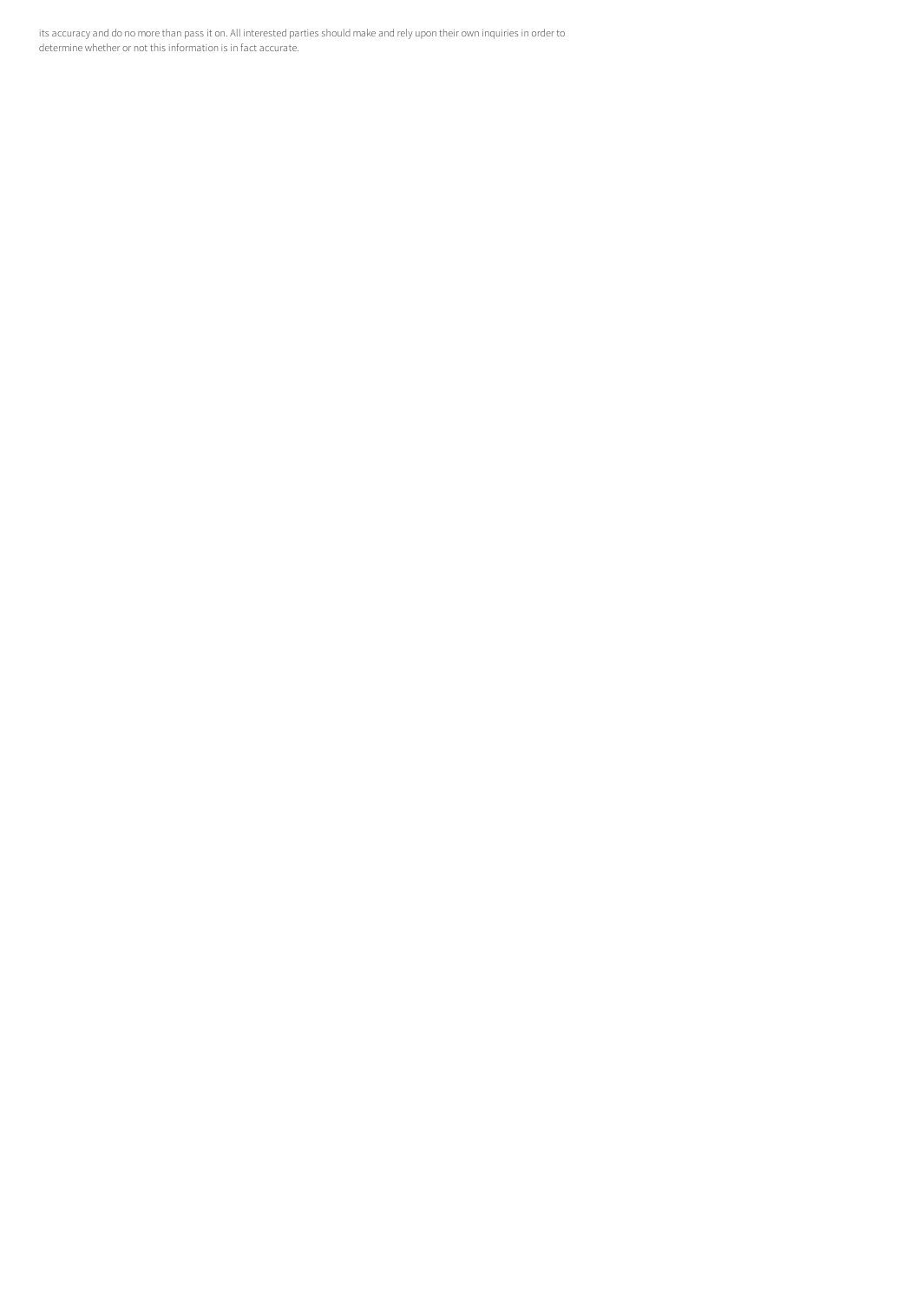its accuracy and do no more than pass it on. All interested parties should make and rely upon their own inquiries in order to determine whether or not this information is in fact accurate.